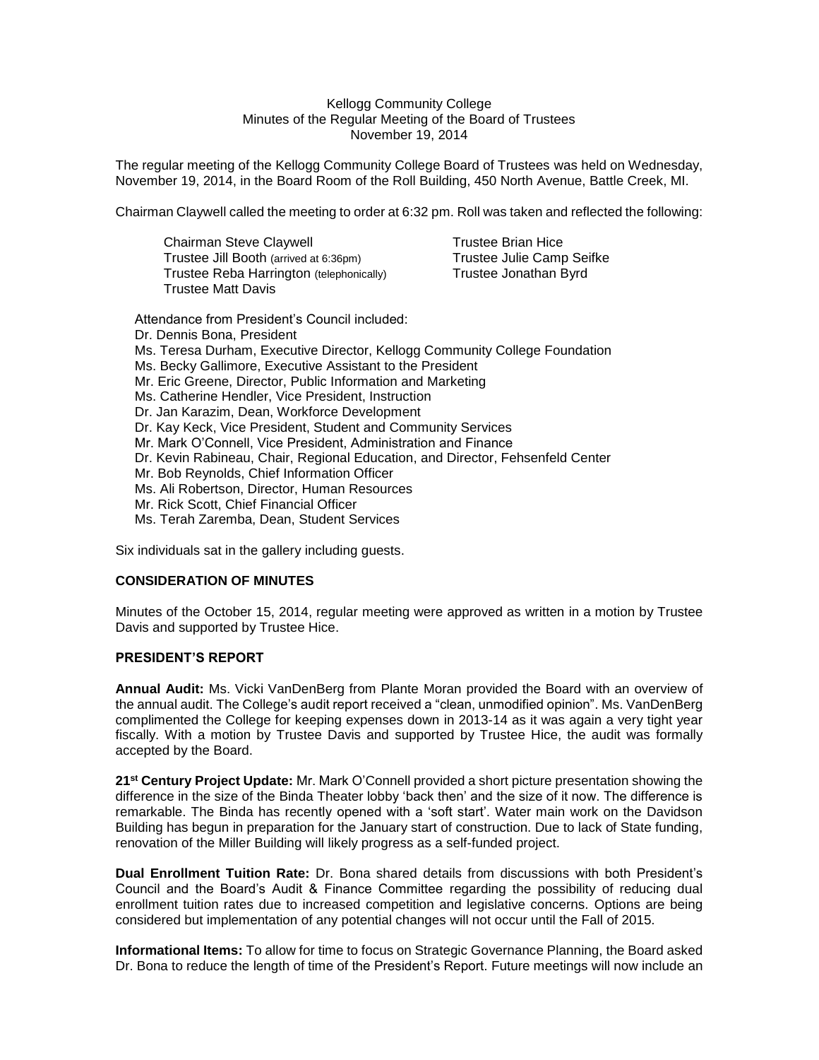Kellogg Community College
Minutes of the Regular Meeting of the Board of Trustees
November 19, 2014

The regular meeting of the Kellogg Community College Board of Trustees was held on Wednesday, November 19, 2014, in the Board Room of the Roll Building, 450 North Avenue, Battle Creek, MI.

Chairman Claywell called the meeting to order at 6:32 pm. Roll was taken and reflected the following:

Chairman Steve Claywell
Trustee Jill Booth (arrived at 6:36pm)
Trustee Reba Harrington (telephonically)
Trustee Matt Davis
Trustee Brian Hice
Trustee Julie Camp Seifke
Trustee Jonathan Byrd

Attendance from President's Council included:
Dr. Dennis Bona, President
Ms. Teresa Durham, Executive Director, Kellogg Community College Foundation
Ms. Becky Gallimore, Executive Assistant to the President
Mr. Eric Greene, Director, Public Information and Marketing
Ms. Catherine Hendler, Vice President, Instruction
Dr. Jan Karazim, Dean, Workforce Development
Dr. Kay Keck, Vice President, Student and Community Services
Mr. Mark O'Connell, Vice President, Administration and Finance
Dr. Kevin Rabineau, Chair, Regional Education, and Director, Fehsenfeld Center
Mr. Bob Reynolds, Chief Information Officer
Ms. Ali Robertson, Director, Human Resources
Mr. Rick Scott, Chief Financial Officer
Ms. Terah Zaremba, Dean, Student Services

Six individuals sat in the gallery including guests.

## CONSIDERATION OF MINUTES

Minutes of the October 15, 2014, regular meeting were approved as written in a motion by Trustee Davis and supported by Trustee Hice.

## PRESIDENT'S REPORT

**Annual Audit:** Ms. Vicki VanDenBerg from Plante Moran provided the Board with an overview of the annual audit. The College's audit report received a "clean, unmodified opinion". Ms. VanDenBerg complimented the College for keeping expenses down in 2013-14 as it was again a very tight year fiscally. With a motion by Trustee Davis and supported by Trustee Hice, the audit was formally accepted by the Board.

**21st Century Project Update:** Mr. Mark O'Connell provided a short picture presentation showing the difference in the size of the Binda Theater lobby 'back then' and the size of it now. The difference is remarkable. The Binda has recently opened with a 'soft start'. Water main work on the Davidson Building has begun in preparation for the January start of construction. Due to lack of State funding, renovation of the Miller Building will likely progress as a self-funded project.

**Dual Enrollment Tuition Rate:** Dr. Bona shared details from discussions with both President's Council and the Board's Audit & Finance Committee regarding the possibility of reducing dual enrollment tuition rates due to increased competition and legislative concerns. Options are being considered but implementation of any potential changes will not occur until the Fall of 2015.

**Informational Items:** To allow for time to focus on Strategic Governance Planning, the Board asked Dr. Bona to reduce the length of time of the President's Report. Future meetings will now include an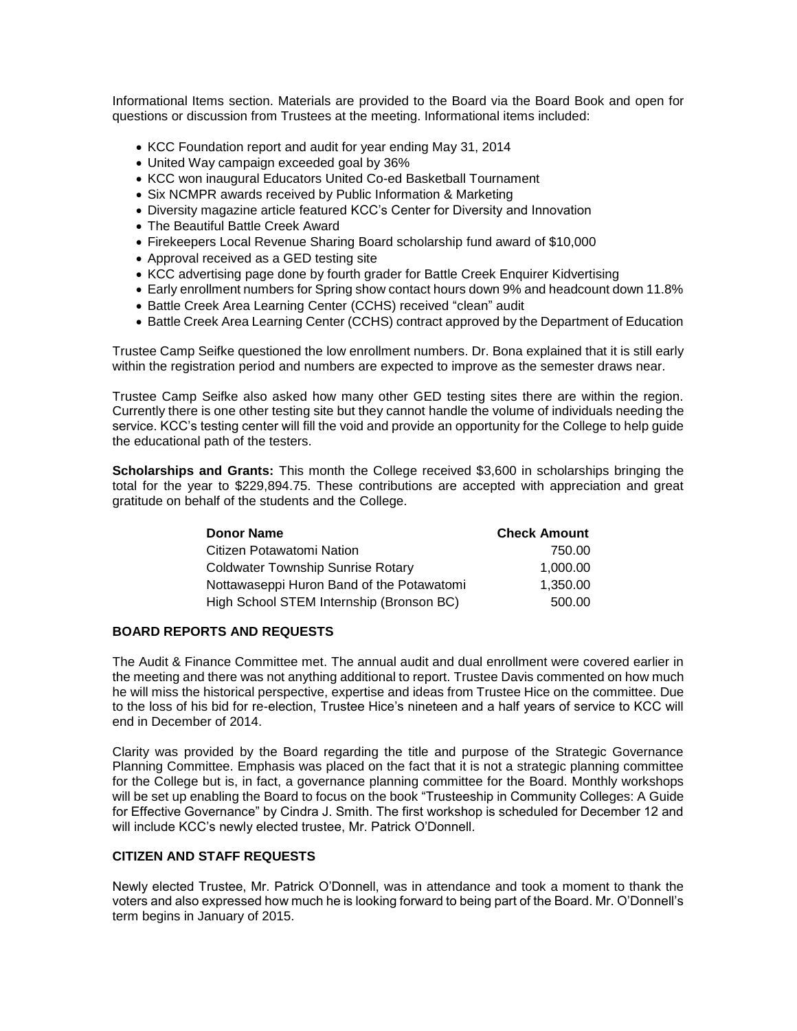Informational Items section. Materials are provided to the Board via the Board Book and open for questions or discussion from Trustees at the meeting. Informational items included:

- KCC Foundation report and audit for year ending May 31, 2014
- United Way campaign exceeded goal by 36%
- KCC won inaugural Educators United Co-ed Basketball Tournament
- Six NCMPR awards received by Public Information & Marketing
- Diversity magazine article featured KCC's Center for Diversity and Innovation
- The Beautiful Battle Creek Award
- Firekeepers Local Revenue Sharing Board scholarship fund award of $10,000
- Approval received as a GED testing site
- KCC advertising page done by fourth grader for Battle Creek Enquirer Kidvertising
- Early enrollment numbers for Spring show contact hours down 9% and headcount down 11.8%
- Battle Creek Area Learning Center (CCHS) received "clean" audit
- Battle Creek Area Learning Center (CCHS) contract approved by the Department of Education

Trustee Camp Seifke questioned the low enrollment numbers. Dr. Bona explained that it is still early within the registration period and numbers are expected to improve as the semester draws near.

Trustee Camp Seifke also asked how many other GED testing sites there are within the region. Currently there is one other testing site but they cannot handle the volume of individuals needing the service. KCC's testing center will fill the void and provide an opportunity for the College to help guide the educational path of the testers.

**Scholarships and Grants:** This month the College received $3,600 in scholarships bringing the total for the year to $229,894.75. These contributions are accepted with appreciation and great gratitude on behalf of the students and the College.

| Donor Name | Check Amount |
|---|---:|
| Citizen Potawatomi Nation | 750.00 |
| Coldwater Township Sunrise Rotary | 1,000.00 |
| Nottawaseppi Huron Band of the Potawatomi | 1,350.00 |
| High School STEM Internship (Bronson BC) | 500.00 |

## BOARD REPORTS AND REQUESTS

The Audit & Finance Committee met. The annual audit and dual enrollment were covered earlier in the meeting and there was not anything additional to report. Trustee Davis commented on how much he will miss the historical perspective, expertise and ideas from Trustee Hice on the committee. Due to the loss of his bid for re-election, Trustee Hice's nineteen and a half years of service to KCC will end in December of 2014.

Clarity was provided by the Board regarding the title and purpose of the Strategic Governance Planning Committee. Emphasis was placed on the fact that it is not a strategic planning committee for the College but is, in fact, a governance planning committee for the Board. Monthly workshops will be set up enabling the Board to focus on the book "Trusteeship in Community Colleges: A Guide for Effective Governance" by Cindra J. Smith. The first workshop is scheduled for December 12 and will include KCC's newly elected trustee, Mr. Patrick O'Donnell.

## CITIZEN AND STAFF REQUESTS

Newly elected Trustee, Mr. Patrick O'Donnell, was in attendance and took a moment to thank the voters and also expressed how much he is looking forward to being part of the Board. Mr. O'Donnell's term begins in January of 2015.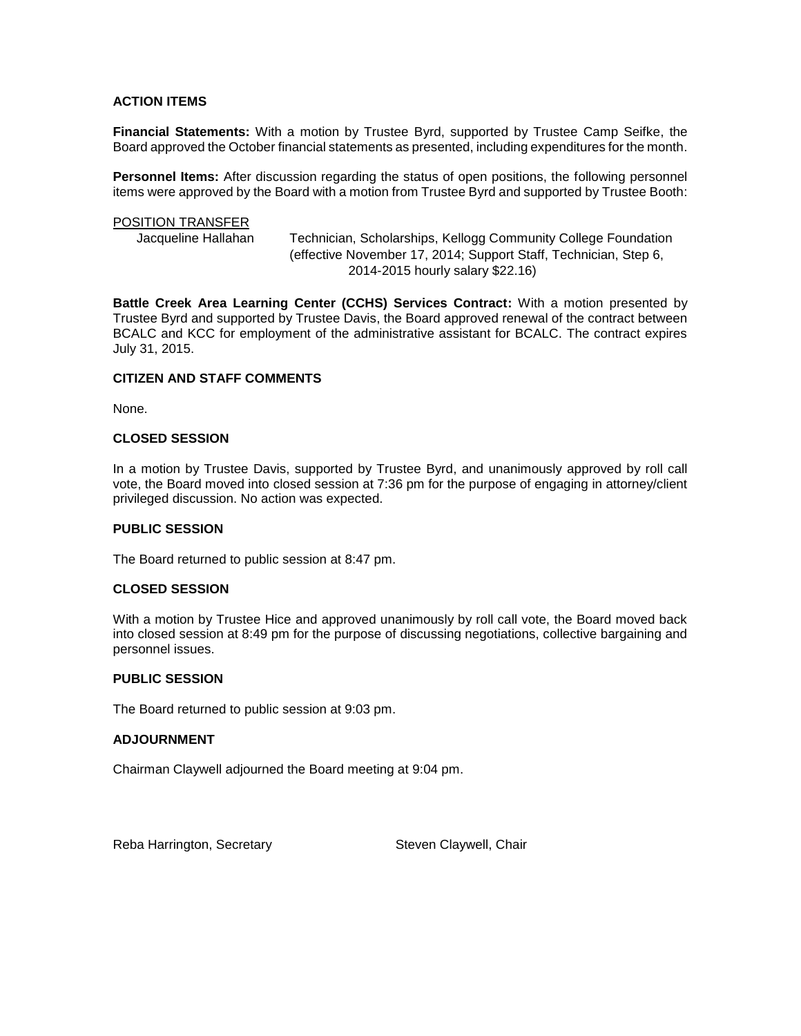### ACTION ITEMS

**Financial Statements:** With a motion by Trustee Byrd, supported by Trustee Camp Seifke, the Board approved the October financial statements as presented, including expenditures for the month.

**Personnel Items:** After discussion regarding the status of open positions, the following personnel items were approved by the Board with a motion from Trustee Byrd and supported by Trustee Booth:

POSITION TRANSFER

Jacqueline Hallahan — Technician, Scholarships, Kellogg Community College Foundation (effective November 17, 2014; Support Staff, Technician, Step 6, 2014-2015 hourly salary $22.16)

**Battle Creek Area Learning Center (CCHS) Services Contract:** With a motion presented by Trustee Byrd and supported by Trustee Davis, the Board approved renewal of the contract between BCALC and KCC for employment of the administrative assistant for BCALC. The contract expires July 31, 2015.

### CITIZEN AND STAFF COMMENTS

None.

### CLOSED SESSION

In a motion by Trustee Davis, supported by Trustee Byrd, and unanimously approved by roll call vote, the Board moved into closed session at 7:36 pm for the purpose of engaging in attorney/client privileged discussion. No action was expected.

### PUBLIC SESSION

The Board returned to public session at 8:47 pm.

### CLOSED SESSION

With a motion by Trustee Hice and approved unanimously by roll call vote, the Board moved back into closed session at 8:49 pm for the purpose of discussing negotiations, collective bargaining and personnel issues.

### PUBLIC SESSION

The Board returned to public session at 9:03 pm.

### ADJOURNMENT

Chairman Claywell adjourned the Board meeting at 9:04 pm.

Reba Harrington, Secretary

Steven Claywell, Chair